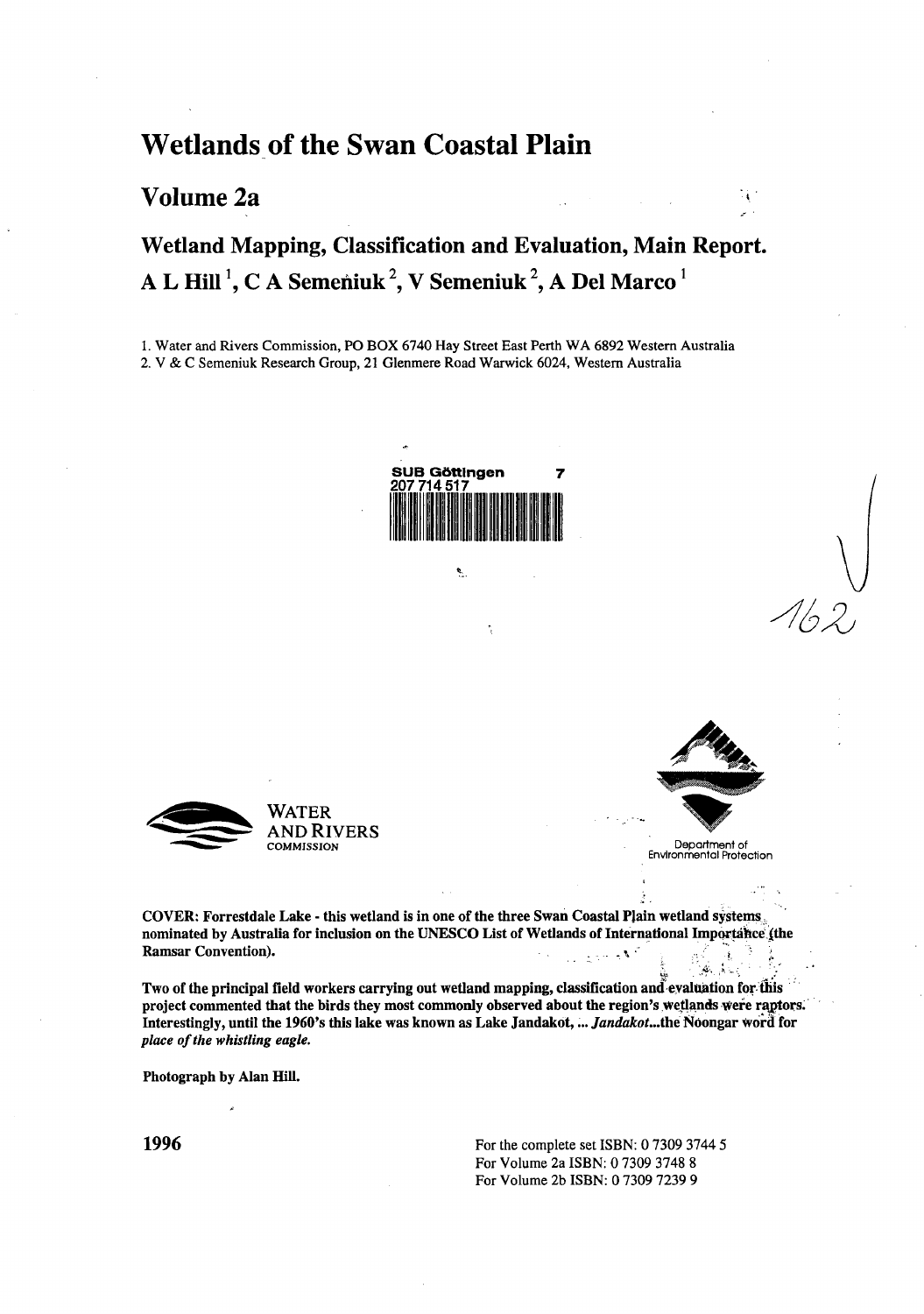# Wetlands of the Swan Coastal Plain

## Volume 2a

## Wetland Mapping, Classification and Evaluation, Main Report.

## A L Hill [1], C A Semeniuk [2], V Semeniuk [2], A Del Marco [1]

1. Water and Rivers Commission, PO BOX 6740 Hay Street East Perth WA 6892 Western Australia
2. V & C Semeniuk Research Group, 21 Glenmere Road Warwick 6024, Western Australia

SUB Göttingen 7
207 714 517

162

WATER AND RIVERS COMMISSION

Department of Environmental Protection

**COVER: Forrestdale Lake - this wetland is in one of the three Swan Coastal Plain wetland systems nominated by Australia for inclusion on the UNESCO List of Wetlands of International Importance (the Ramsar Convention).**

**Two of the principal field workers carrying out wetland mapping, classification and evaluation for this project commented that the birds they most commonly observed about the region's wetlands were raptors. Interestingly, until the 1960's this lake was known as Lake Jandakot, ... *Jandakot*...the Noongar word for *place of the whistling eagle.***

**Photograph by Alan Hill.**

**1996**

For the complete set ISBN: 0 7309 3744 5
For Volume 2a ISBN: 0 7309 3748 8
For Volume 2b ISBN: 0 7309 7239 9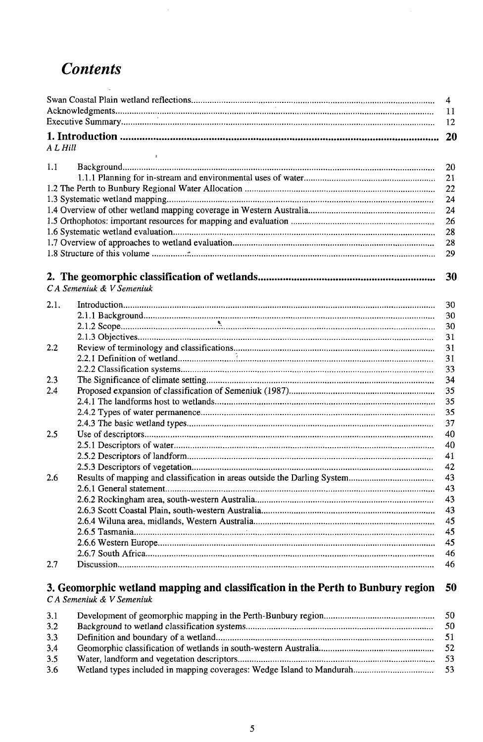# Contents

| | | |
|---|---|---|
| Swan Coastal Plain wetland reflections | | 4 |
| Acknowledgments | | 11 |
| Executive Summary | | 12 |
| **1. Introduction** | | **20** |
| *A L Hill* | | |
| 1.1 | Background | 20 |
| | 1.1.1 Planning for in-stream and environmental uses of water | 21 |
| 1.2 The Perth to Bunbury Regional Water Allocation | | 22 |
| 1.3 Systematic wetland mapping | | 24 |
| 1.4 Overview of other wetland mapping coverage in Western Australia | | 24 |
| 1.5 Orthophotos: important resources for mapping and evaluation | | 26 |
| 1.6 Systematic wetland evaluation | | 28 |
| 1.7 Overview of approaches to wetland evaluation | | 28 |
| 1.8 Structure of this volume | | 29 |
| **2. The geomorphic classification of wetlands** | | **30** |
| *C A Semeniuk & V Semeniuk* | | |
| 2.1. | Introduction | 30 |
| | 2.1.1 Background | 30 |
| | 2.1.2 Scope | 30 |
| | 2.1.3 Objectives | 31 |
| 2.2 | Review of terminology and classifications | 31 |
| | 2.2.1 Definition of wetland | 31 |
| | 2.2.2 Classification systems | 33 |
| 2.3 | The Significance of climate setting | 34 |
| 2.4 | Proposed expansion of classification of Semeniuk (1987) | 35 |
| | 2.4.1 The landforms host to wetlands | 35 |
| | 2.4.2 Types of water permanence | 35 |
| | 2.4.3 The basic wetland types | 37 |
| 2.5 | Use of descriptors | 40 |
| | 2.5.1 Descriptors of water | 40 |
| | 2.5.2 Descriptors of landform | 41 |
| | 2.5.3 Descriptors of vegetation | 42 |
| 2.6 | Results of mapping and classification in areas outside the Darling System | 43 |
| | 2.6.1 General statement | 43 |
| | 2.6.2 Rockingham area, south-western Australia | 43 |
| | 2.6.3 Scott Coastal Plain, south-western Australia | 43 |
| | 2.6.4 Wiluna area, midlands, Western Australia | 45 |
| | 2.6.5 Tasmania | 45 |
| | 2.6.6 Western Europe | 45 |
| | 2.6.7 South Africa | 46 |
| 2.7 | Discussion | 46 |
| **3. Geomorphic wetland mapping and classification in the Perth to Bunbury region** | | **50** |
| *C A Semeniuk & V Semeniuk* | | |
| 3.1 | Development of geomorphic mapping in the Perth-Bunbury region | 50 |
| 3.2 | Background to wetland classification systems | 50 |
| 3.3 | Definition and boundary of a wetland | 51 |
| 3.4 | Geomorphic classification of wetlands in south-western Australia | 52 |
| 3.5 | Water, landform and vegetation descriptors | 53 |
| 3.6 | Wetland types included in mapping coverages: Wedge Island to Mandurah | 53 |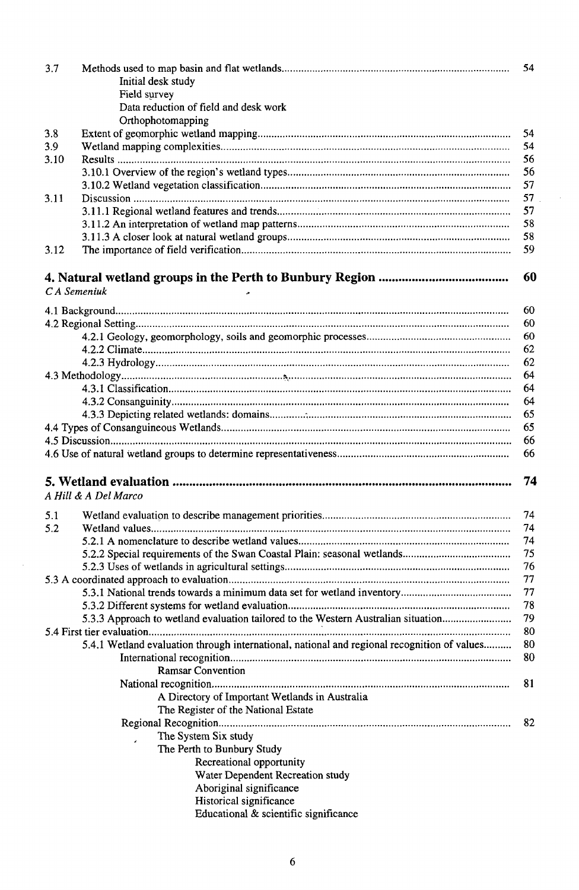| | | |
|---|---|---|
| 3.7 | Methods used to map basin and flat wetlands | 54 |
| | Initial desk study | |
| | Field survey | |
| | Data reduction of field and desk work | |
| | Orthophotomapping | |
| 3.8 | Extent of geomorphic wetland mapping | 54 |
| 3.9 | Wetland mapping complexities | 54 |
| 3.10 | Results | 56 |
| | 3.10.1 Overview of the region's wetland types | 56 |
| | 3.10.2 Wetland vegetation classification | 57 |
| 3.11 | Discussion | 57 |
| | 3.11.1 Regional wetland features and trends | 57 |
| | 3.11.2 An interpretation of wetland map patterns | 58 |
| | 3.11.3 A closer look at natural wetland groups | 58 |
| 3.12 | The importance of field verification | 59 |

## 4. Natural wetland groups in the Perth to Bunbury Region ..... 60

*C A Semeniuk*

| | |
|---|---|
| 4.1 Background | 60 |
| 4.2 Regional Setting | 60 |
| 4.2.1 Geology, geomorphology, soils and geomorphic processes | 60 |
| 4.2.2 Climate | 62 |
| 4.2.3 Hydrology | 62 |
| 4.3 Methodology | 64 |
| 4.3.1 Classification | 64 |
| 4.3.2 Consanguinity | 64 |
| 4.3.3 Depicting related wetlands: domains | 65 |
| 4.4 Types of Consanguineous Wetlands | 65 |
| 4.5 Discussion | 66 |
| 4.6 Use of natural wetland groups to determine representativeness | 66 |

## 5. Wetland evaluation ..... 74

*A Hill & A Del Marco*

| | | |
|---|---|---|
| 5.1 | Wetland evaluation to describe management priorities | 74 |
| 5.2 | Wetland values | 74 |
| | 5.2.1 A nomenclature to describe wetland values | 74 |
| | 5.2.2 Special requirements of the Swan Coastal Plain: seasonal wetlands | 75 |
| | 5.2.3 Uses of wetlands in agricultural settings | 76 |
| 5.3 A coordinated approach to evaluation | | 77 |
| | 5.3.1 National trends towards a minimum data set for wetland inventory | 77 |
| | 5.3.2 Different systems for wetland evaluation | 78 |
| | 5.3.3 Approach to wetland evaluation tailored to the Western Australian situation | 79 |
| 5.4 First tier evaluation | | 80 |
| | 5.4.1 Wetland evaluation through international, national and regional recognition of values | 80 |
| | International recognition | 80 |
| | Ramsar Convention | |
| | National recognition | 81 |
| | A Directory of Important Wetlands in Australia | |
| | The Register of the National Estate | |
| | Regional Recognition | 82 |
| | The System Six study | |
| | The Perth to Bunbury Study | |
| | Recreational opportunity | |
| | Water Dependent Recreation study | |
| | Aboriginal significance | |
| | Historical significance | |
| | Educational & scientific significance | |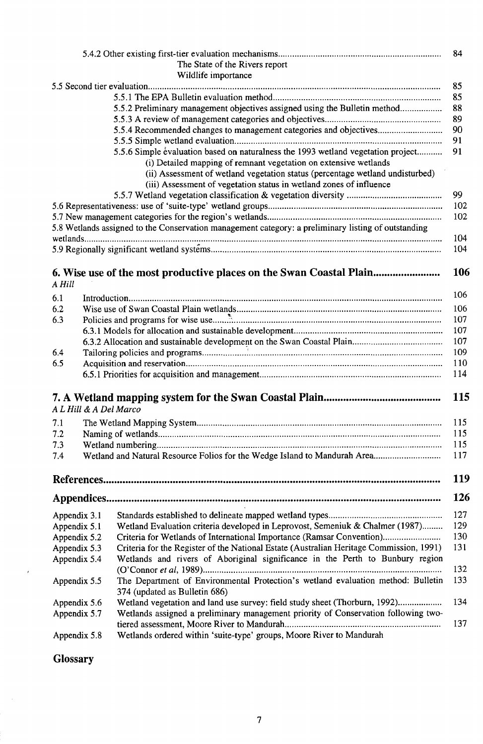| | |
|---|---|
| 5.4.2 Other existing first-tier evaluation mechanisms | 84 |
| The State of the Rivers report | |
| Wildlife importance | |
| 5.5 Second tier evaluation | 85 |
| 5.5.1 The EPA Bulletin evaluation method | 85 |
| 5.5.2 Preliminary management objectives assigned using the Bulletin method | 88 |
| 5.5.3 A review of management categories and objectives | 89 |
| 5.5.4 Recommended changes to management categories and objectives | 90 |
| 5.5.5 Simple wetland evaluation | 91 |
| 5.5.6 Simple evaluation based on naturalness the 1993 wetland vegetation project | 91 |
| (i) Detailed mapping of remnant vegetation on extensive wetlands | |
| (ii) Assessment of wetland vegetation status (percentage wetland undisturbed) | |
| (iii) Assessment of vegetation status in wetland zones of influence | |
| 5.5.7 Wetland vegetation classification & vegetation diversity | 99 |
| 5.6 Representativeness: use of 'suite-type' wetland groups | 102 |
| 5.7 New management categories for the region's wetlands | 102 |
| 5.8 Wetlands assigned to the Conservation management category: a preliminary listing of outstanding wetlands | 104 |
| 5.9 Regionally significant wetland systems | 104 |

## 6. Wise use of the most productive places on the Swan Coastal Plain .......... 106

*A Hill*

| | | |
|---|---|---|
| 6.1 | Introduction | 106 |
| 6.2 | Wise use of Swan Coastal Plain wetlands | 106 |
| 6.3 | Policies and programs for wise use | 107 |
| | 6.3.1 Models for allocation and sustainable development | 107 |
| | 6.3.2 Allocation and sustainable development on the Swan Coastal Plain | 107 |
| 6.4 | Tailoring policies and programs | 109 |
| 6.5 | Acquisition and reservation | 110 |
| | 6.5.1 Priorities for acquisition and management | 114 |

## 7. A Wetland mapping system for the Swan Coastal Plain .......... 115

*A L Hill & A Del Marco*

| | | |
|---|---|---|
| 7.1 | The Wetland Mapping System | 115 |
| 7.2 | Naming of wetlands | 115 |
| 7.3 | Wetland numbering | 115 |
| 7.4 | Wetland and Natural Resource Folios for the Wedge Island to Mandurah Area | 117 |

## References .......... 119

## Appendices .......... 126

| | | |
|---|---|---|
| Appendix 3.1 | Standards established to delineate mapped wetland types | 127 |
| Appendix 5.1 | Wetland Evaluation criteria developed in Leprovost, Semeniuk & Chalmer (1987) | 129 |
| Appendix 5.2 | Criteria for Wetlands of International Importance (Ramsar Convention) | 130 |
| Appendix 5.3 | Criteria for the Register of the National Estate (Australian Heritage Commission, 1991) | 131 |
| Appendix 5.4 | Wetlands and rivers of Aboriginal significance in the Perth to Bunbury region (O'Connor *et al*, 1989) | 132 |
| Appendix 5.5 | The Department of Environmental Protection's wetland evaluation method: Bulletin 374 (updated as Bulletin 686) | 133 |
| Appendix 5.6 | Wetland vegetation and land use survey: field study sheet (Thorburn, 1992) | 134 |
| Appendix 5.7 | Wetlands assigned a preliminary management priority of Conservation following two-tiered assessment, Moore River to Mandurah | 137 |
| Appendix 5.8 | Wetlands ordered within 'suite-type' groups, Moore River to Mandurah | |

## Glossary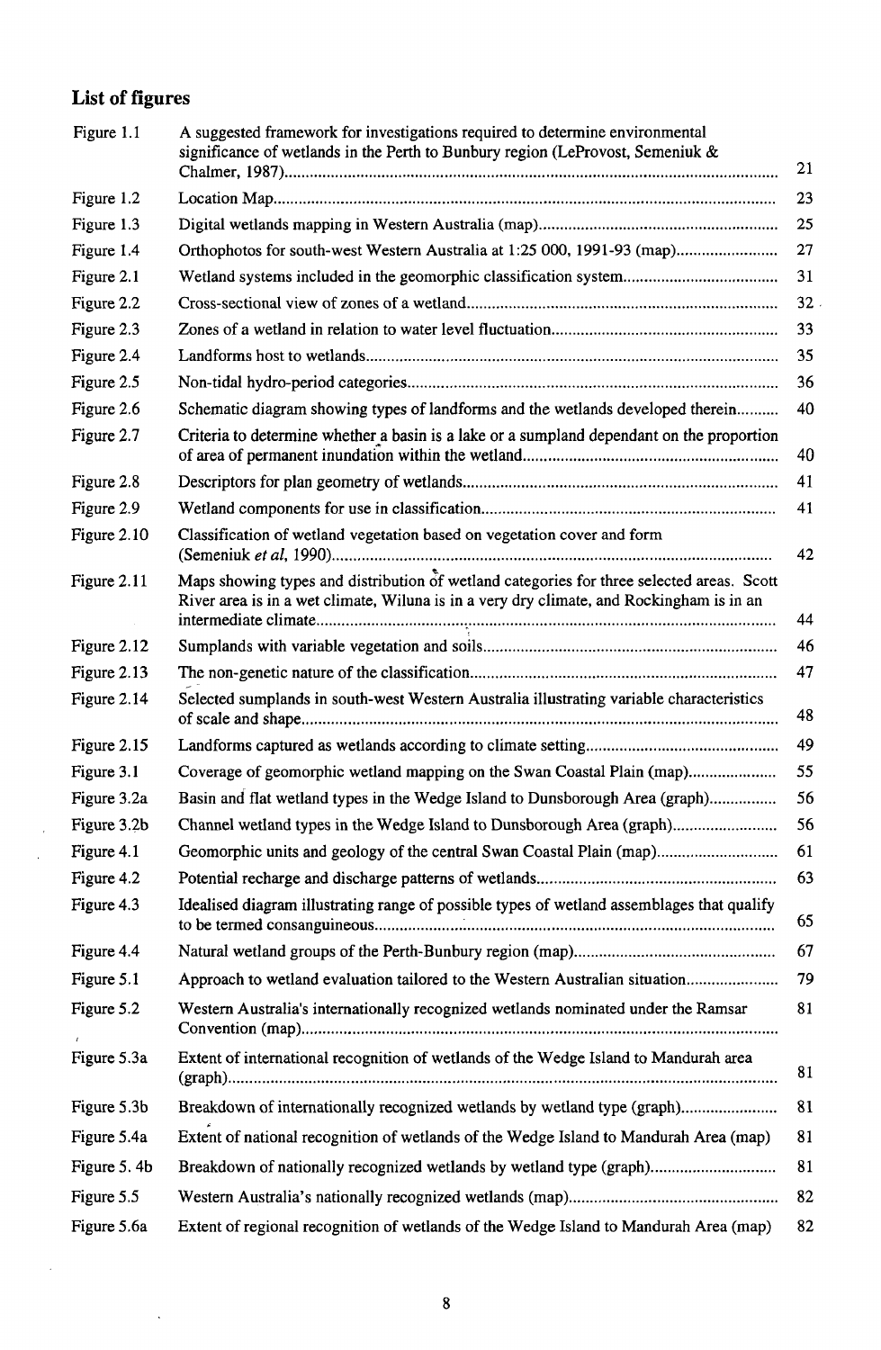## List of figures

| | | |
|---|---|---|
| Figure 1.1 | A suggested framework for investigations required to determine environmental significance of wetlands in the Perth to Bunbury region (LeProvost, Semeniuk & Chalmer, 1987) | 21 |
| Figure 1.2 | Location Map | 23 |
| Figure 1.3 | Digital wetlands mapping in Western Australia (map) | 25 |
| Figure 1.4 | Orthophotos for south-west Western Australia at 1:25 000, 1991-93 (map) | 27 |
| Figure 2.1 | Wetland systems included in the geomorphic classification system | 31 |
| Figure 2.2 | Cross-sectional view of zones of a wetland | 32 |
| Figure 2.3 | Zones of a wetland in relation to water level fluctuation | 33 |
| Figure 2.4 | Landforms host to wetlands | 35 |
| Figure 2.5 | Non-tidal hydro-period categories | 36 |
| Figure 2.6 | Schematic diagram showing types of landforms and the wetlands developed therein | 40 |
| Figure 2.7 | Criteria to determine whether a basin is a lake or a sumpland dependant on the proportion of area of permanent inundation within the wetland | 40 |
| Figure 2.8 | Descriptors for plan geometry of wetlands | 41 |
| Figure 2.9 | Wetland components for use in classification | 41 |
| Figure 2.10 | Classification of wetland vegetation based on vegetation cover and form (Semeniuk *et al*, 1990) | 42 |
| Figure 2.11 | Maps showing types and distribution of wetland categories for three selected areas. Scott River area is in a wet climate, Wiluna is in a very dry climate, and Rockingham is in an intermediate climate | 44 |
| Figure 2.12 | Sumplands with variable vegetation and soils | 46 |
| Figure 2.13 | The non-genetic nature of the classification | 47 |
| Figure 2.14 | Selected sumplands in south-west Western Australia illustrating variable characteristics of scale and shape | 48 |
| Figure 2.15 | Landforms captured as wetlands according to climate setting | 49 |
| Figure 3.1 | Coverage of geomorphic wetland mapping on the Swan Coastal Plain (map) | 55 |
| Figure 3.2a | Basin and flat wetland types in the Wedge Island to Dunsborough Area (graph) | 56 |
| Figure 3.2b | Channel wetland types in the Wedge Island to Dunsborough Area (graph) | 56 |
| Figure 4.1 | Geomorphic units and geology of the central Swan Coastal Plain (map) | 61 |
| Figure 4.2 | Potential recharge and discharge patterns of wetlands | 63 |
| Figure 4.3 | Idealised diagram illustrating range of possible types of wetland assemblages that qualify to be termed consanguineous | 65 |
| Figure 4.4 | Natural wetland groups of the Perth-Bunbury region (map) | 67 |
| Figure 5.1 | Approach to wetland evaluation tailored to the Western Australian situation | 79 |
| Figure 5.2 | Western Australia's internationally recognized wetlands nominated under the Ramsar Convention (map) | 81 |
| Figure 5.3a | Extent of international recognition of wetlands of the Wedge Island to Mandurah area (graph) | 81 |
| Figure 5.3b | Breakdown of internationally recognized wetlands by wetland type (graph) | 81 |
| Figure 5.4a | Extent of national recognition of wetlands of the Wedge Island to Mandurah Area (map) | 81 |
| Figure 5. 4b | Breakdown of nationally recognized wetlands by wetland type (graph) | 81 |
| Figure 5.5 | Western Australia's nationally recognized wetlands (map) | 82 |
| Figure 5.6a | Extent of regional recognition of wetlands of the Wedge Island to Mandurah Area (map) | 82 |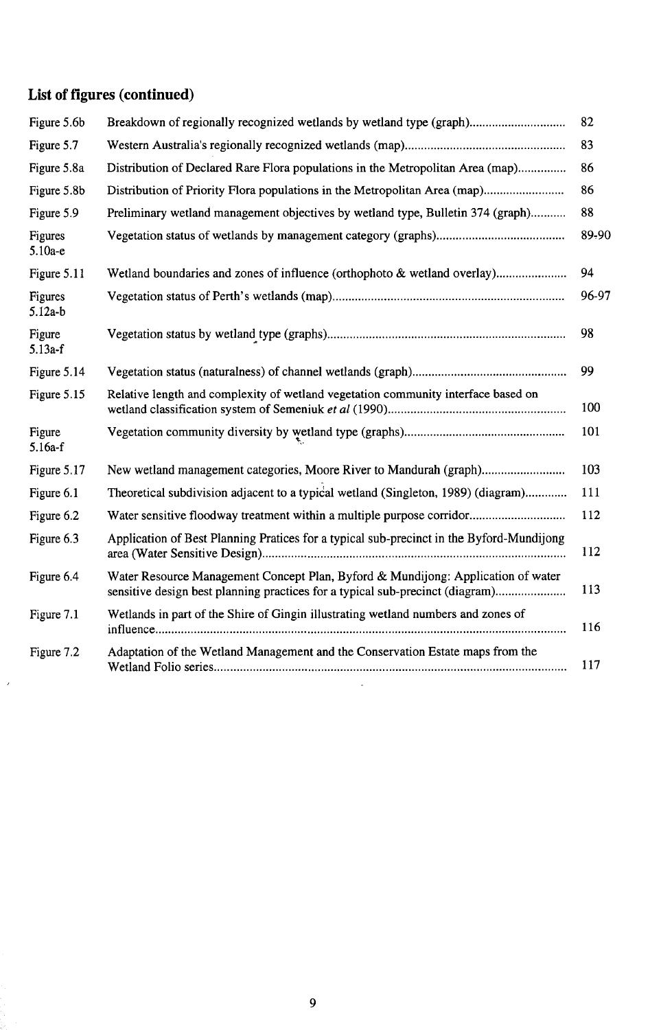## List of figures (continued)

| | | |
|---|---|---|
| Figure 5.6b | Breakdown of regionally recognized wetlands by wetland type (graph) | 82 |
| Figure 5.7 | Western Australia's regionally recognized wetlands (map) | 83 |
| Figure 5.8a | Distribution of Declared Rare Flora populations in the Metropolitan Area (map) | 86 |
| Figure 5.8b | Distribution of Priority Flora populations in the Metropolitan Area (map) | 86 |
| Figure 5.9 | Preliminary wetland management objectives by wetland type, Bulletin 374 (graph) | 88 |
| Figures 5.10a-e | Vegetation status of wetlands by management category (graphs) | 89-90 |
| Figure 5.11 | Wetland boundaries and zones of influence (orthophoto & wetland overlay) | 94 |
| Figures 5.12a-b | Vegetation status of Perth's wetlands (map) | 96-97 |
| Figure 5.13a-f | Vegetation status by wetland type (graphs) | 98 |
| Figure 5.14 | Vegetation status (naturalness) of channel wetlands (graph) | 99 |
| Figure 5.15 | Relative length and complexity of wetland vegetation community interface based on wetland classification system of Semeniuk *et al* (1990) | 100 |
| Figure 5.16a-f | Vegetation community diversity by wetland type (graphs) | 101 |
| Figure 5.17 | New wetland management categories, Moore River to Mandurah (graph) | 103 |
| Figure 6.1 | Theoretical subdivision adjacent to a typical wetland (Singleton, 1989) (diagram) | 111 |
| Figure 6.2 | Water sensitive floodway treatment within a multiple purpose corridor | 112 |
| Figure 6.3 | Application of Best Planning Pratices for a typical sub-precinct in the Byford-Mundijong area (Water Sensitive Design) | 112 |
| Figure 6.4 | Water Resource Management Concept Plan, Byford & Mundijong: Application of water sensitive design best planning practices for a typical sub-precinct (diagram) | 113 |
| Figure 7.1 | Wetlands in part of the Shire of Gingin illustrating wetland numbers and zones of influence | 116 |
| Figure 7.2 | Adaptation of the Wetland Management and the Conservation Estate maps from the Wetland Folio series | 117 |